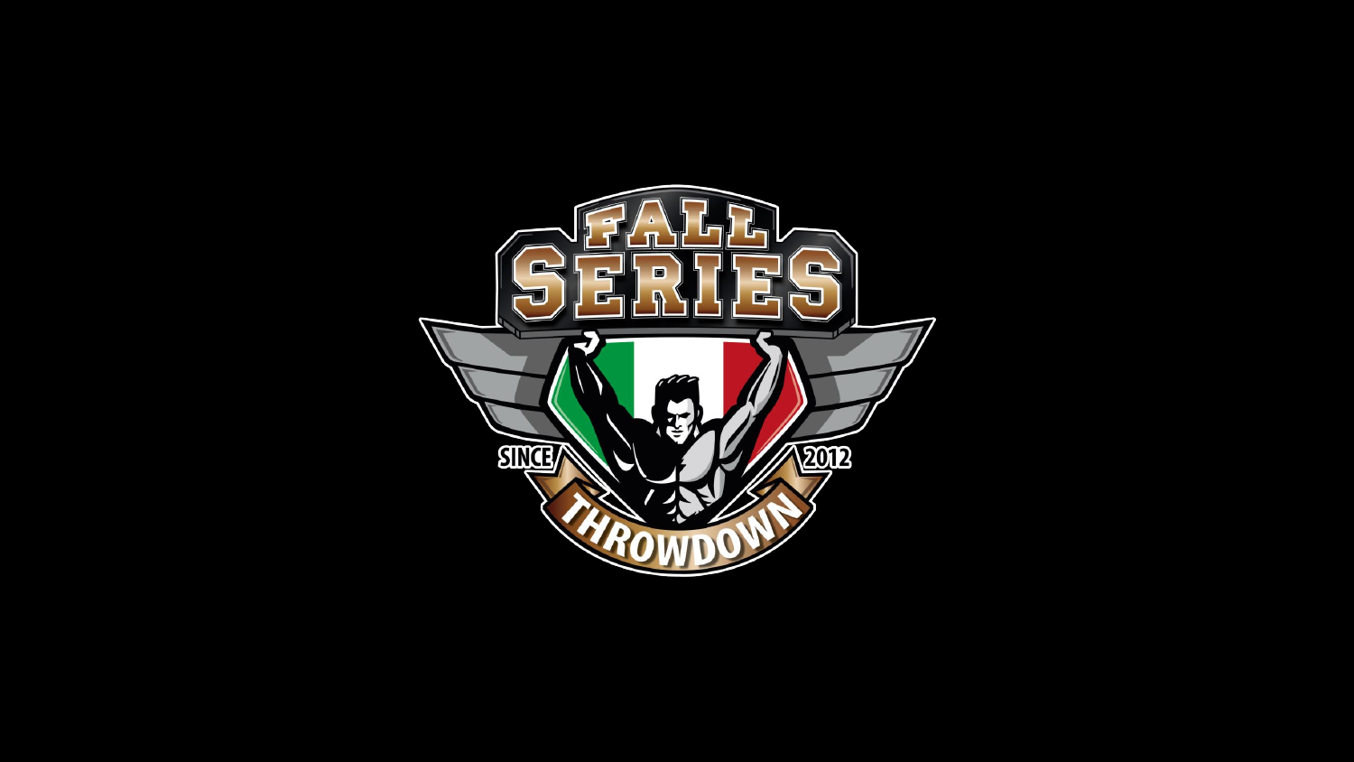# FALL SERIES

SINCE 2012

THROWDOWN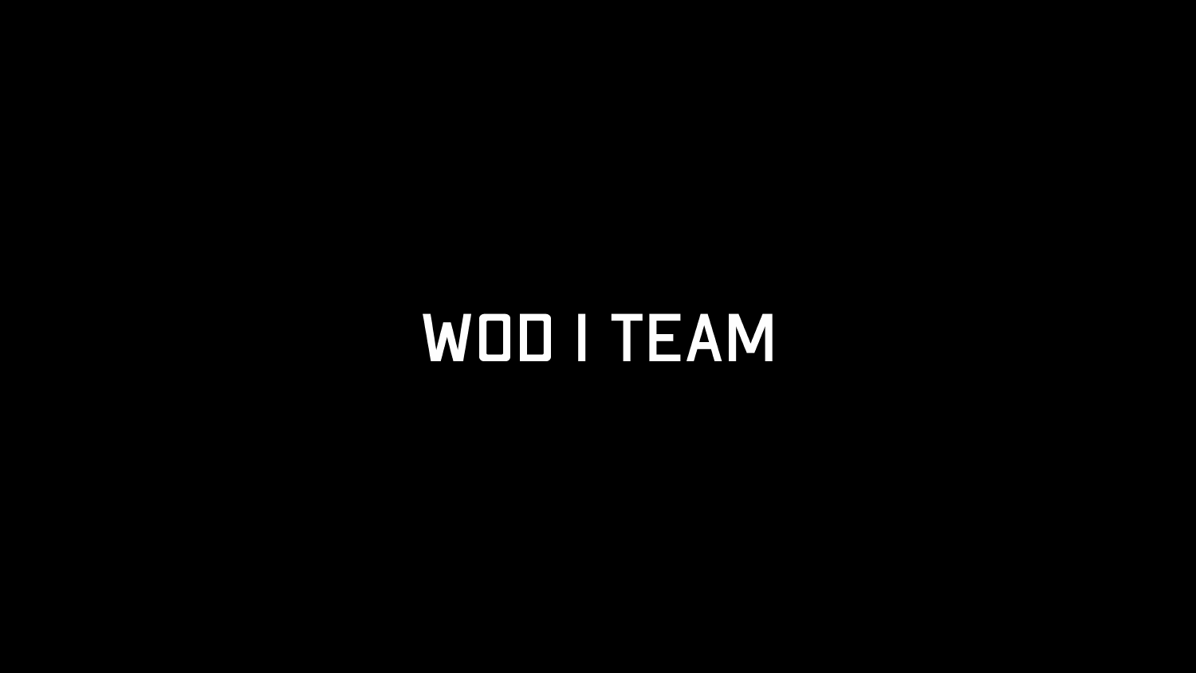# WOD I TEAM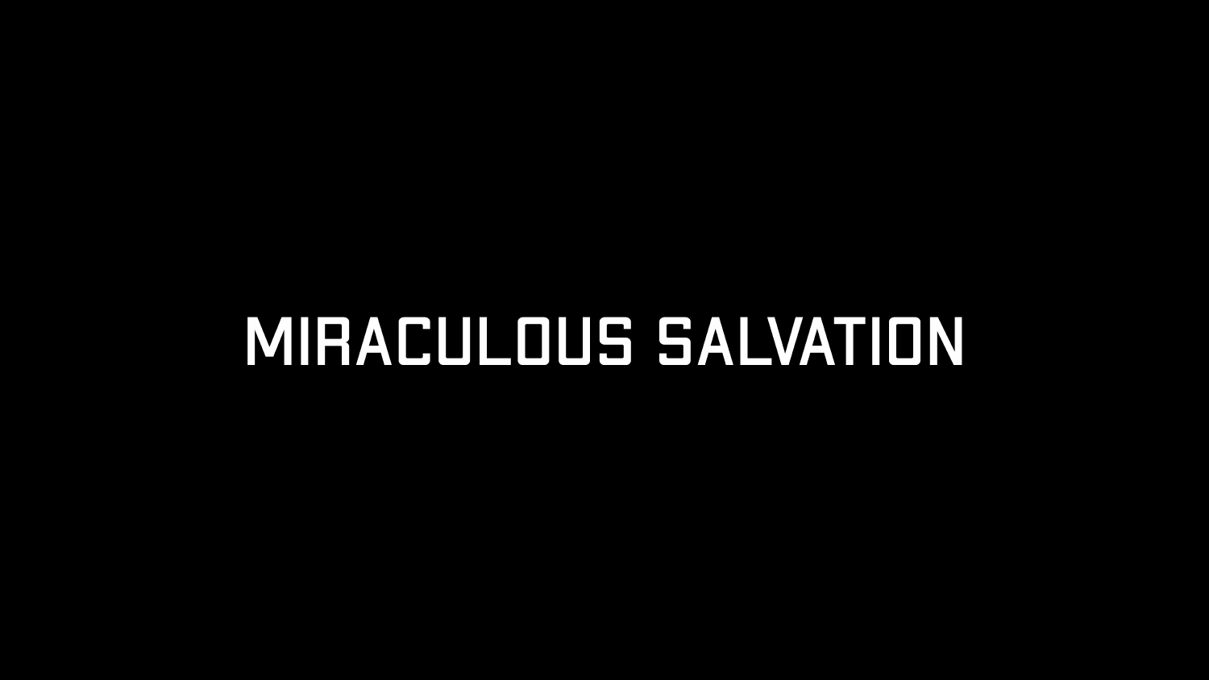# MIRACULOUS SALVATION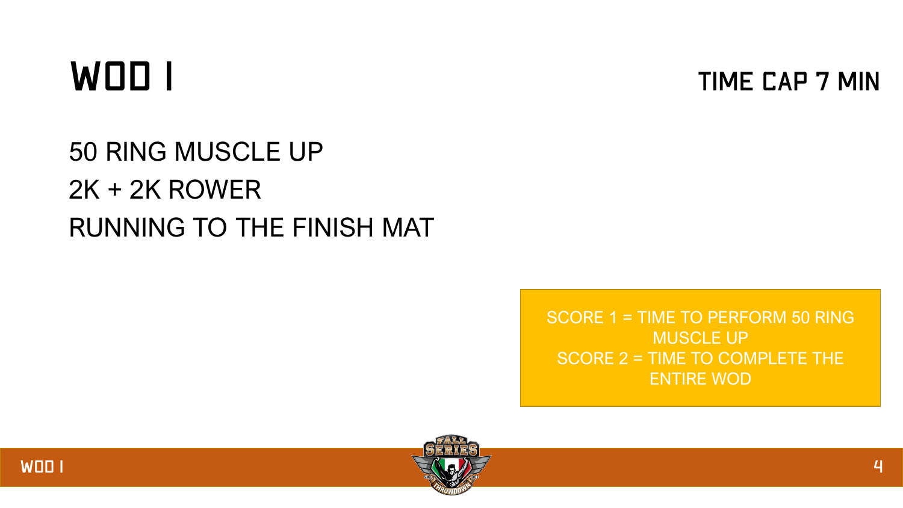# WOD 1

**TIME CAP 7 MIN**

50 RING MUSCLE UP

2K + 2K ROWER

RUNNING TO THE FINISH MAT

SCORE 1 = TIME TO PERFORM 50 RING MUSCLE UP

SCORE 2 = TIME TO COMPLETE THE ENTIRE WOD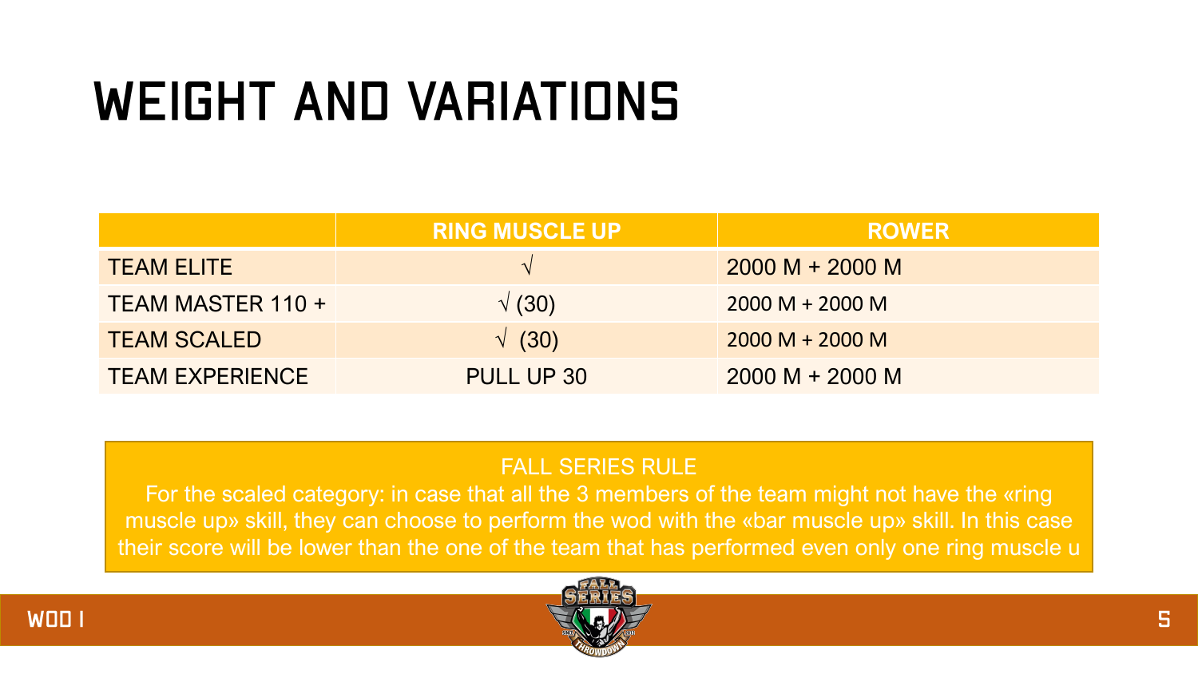# WEIGHT AND VARIATIONS

| | RING MUSCLE UP | ROWER |
|---|---|---|
| TEAM ELITE | √ | 2000 M + 2000 M |
| TEAM MASTER 110 + | √ (30) | 2000 M + 2000 M |
| TEAM SCALED | √ (30) | 2000 M + 2000 M |
| TEAM EXPERIENCE | PULL UP 30 | 2000 M + 2000 M |

FALL SERIES RULE

For the scaled category: in case that all the 3 members of the team might not have the «ring muscle up» skill, they can choose to perform the wod with the «bar muscle up» skill. In this case their score will be lower than the one of the team that has performed even only one ring muscle u

WOD 1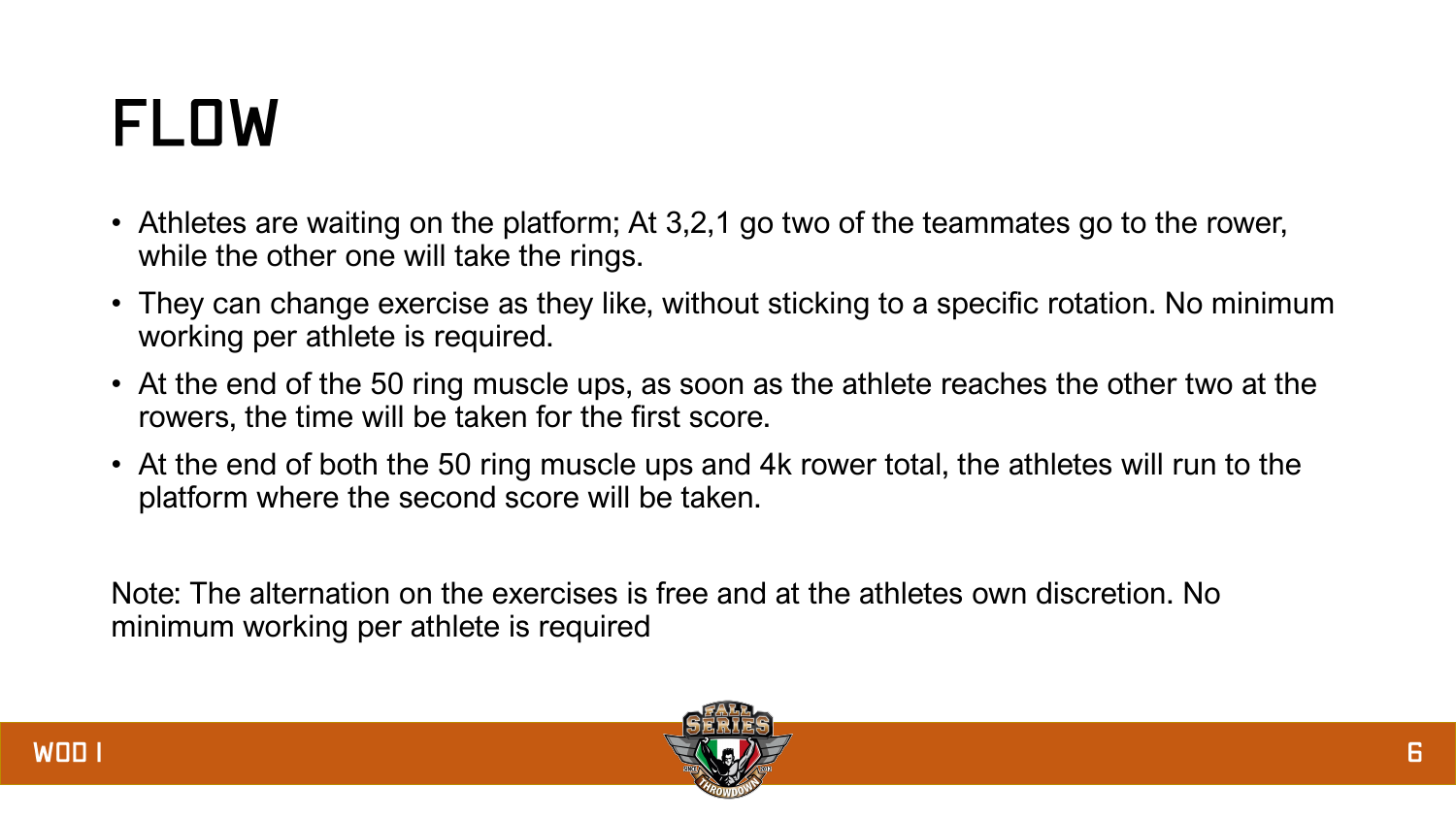# FLOW

- Athletes are waiting on the platform; At 3,2,1 go two of the teammates go to the rower, while the other one will take the rings.
- They can change exercise as they like, without sticking to a specific rotation. No minimum working per athlete is required.
- At the end of the 50 ring muscle ups, as soon as the athlete reaches the other two at the rowers, the time will be taken for the first score.
- At the end of both the 50 ring muscle ups and 4k rower total, the athletes will run to the platform where the second score will be taken.

Note: The alternation on the exercises is free and at the athletes own discretion. No minimum working per athlete is required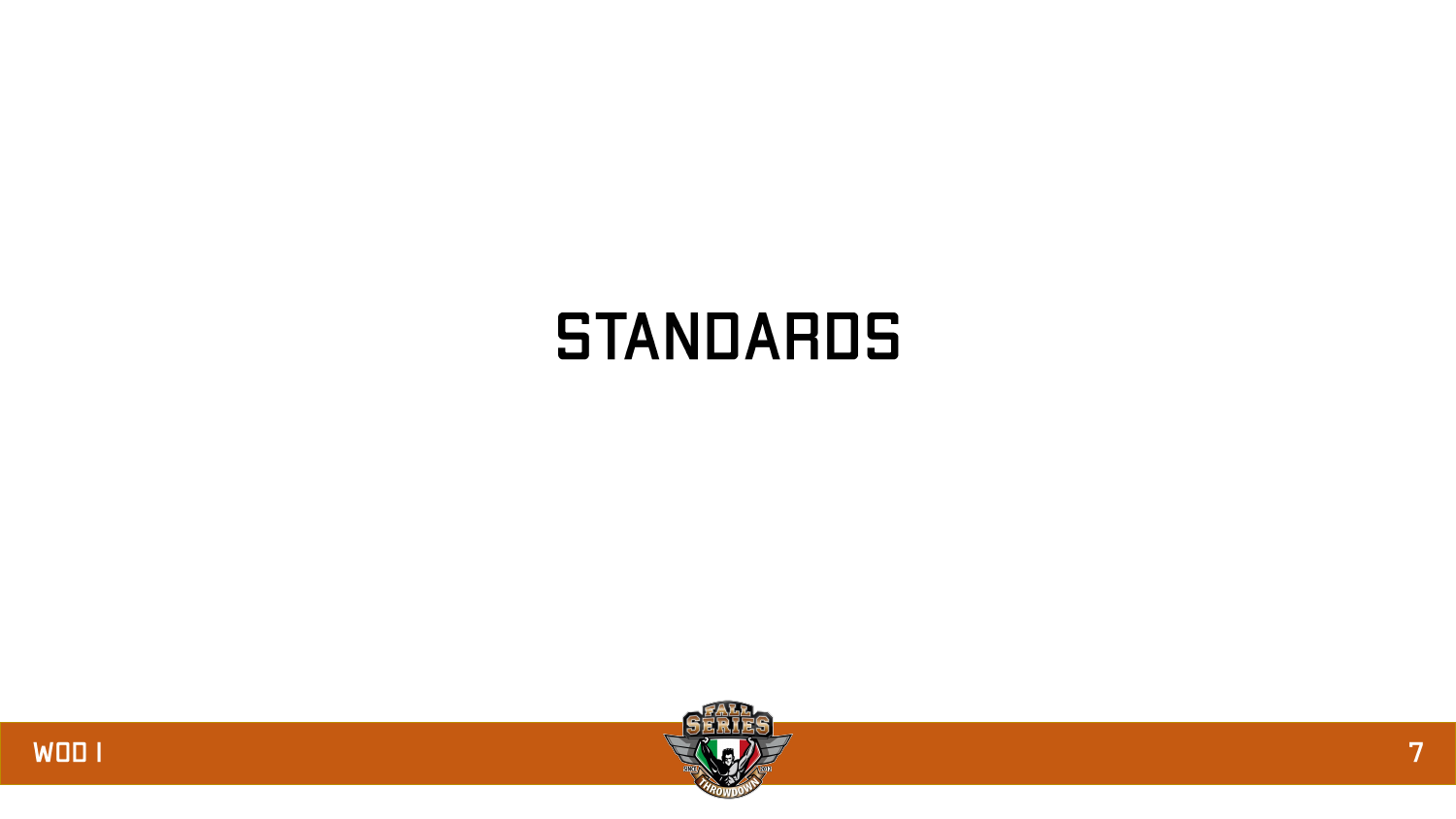# STANDARDS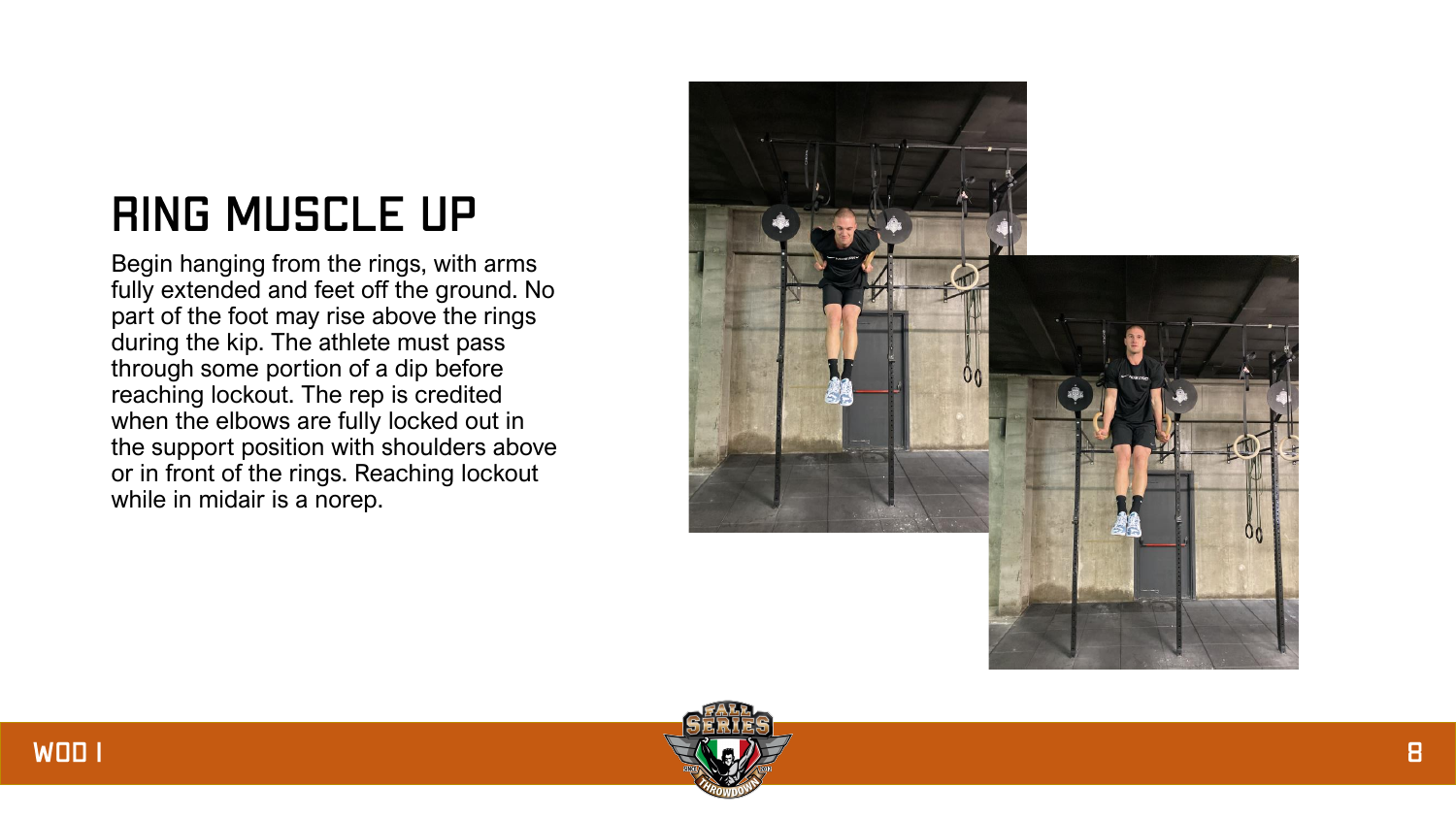# RING MUSCLE UP

Begin hanging from the rings, with arms fully extended and feet off the ground. No part of the foot may rise above the rings during the kip. The athlete must pass through some portion of a dip before reaching lockout. The rep is credited when the elbows are fully locked out in the support position with shoulders above or in front of the rings. Reaching lockout while in midair is a norep.